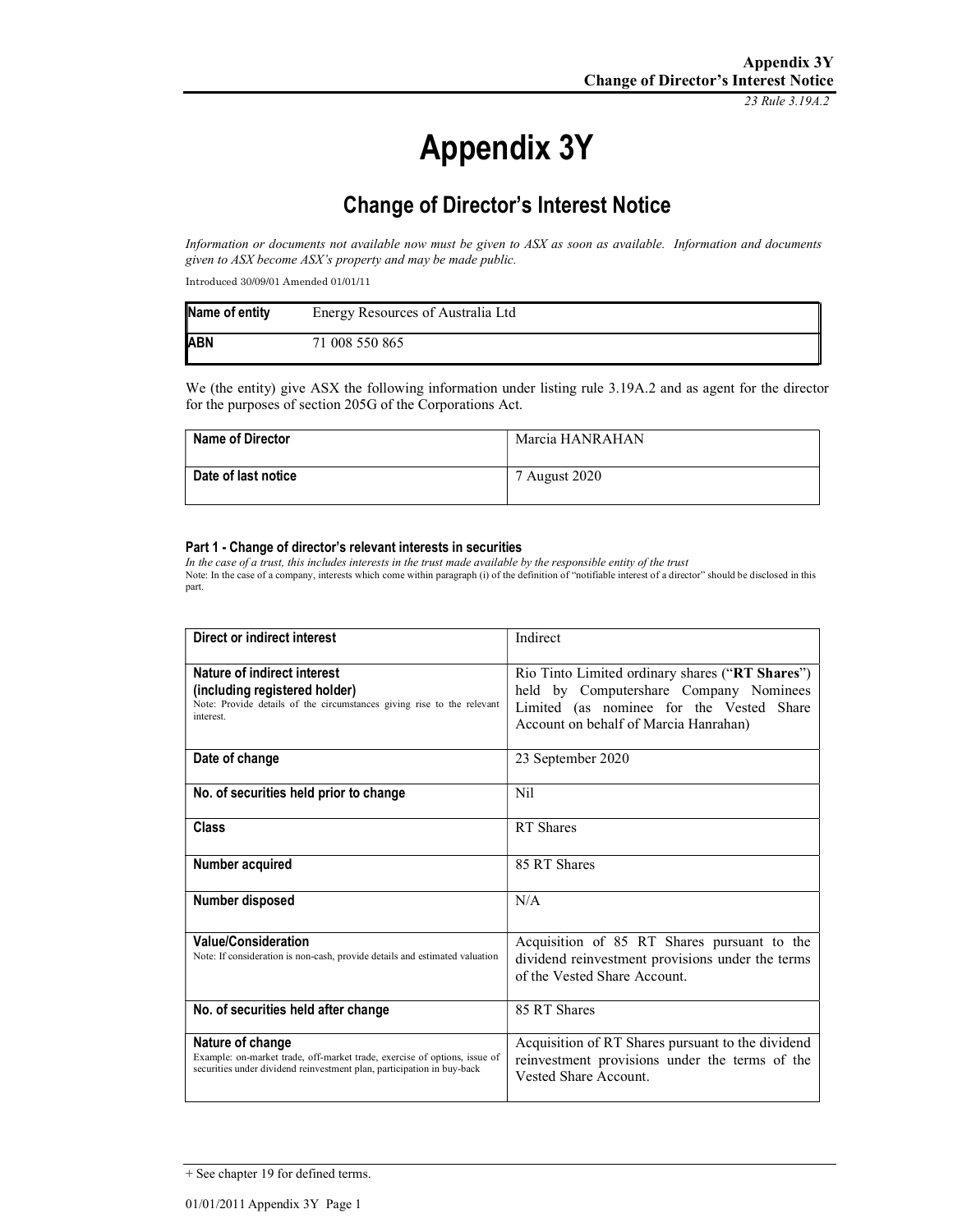# Appendix 3Y

## Change of Director's Interest Notice

*Information or documents not available now must be given to ASX as soon as available. Information and documents given to ASX become ASX's property and may be made public.*

Introduced 30/09/01 Amended 01/01/11

| Name of entity | Energy Resources of Australia Ltd |
|---|---|
| ABN | 71 008 550 865 |

We (the entity) give ASX the following information under listing rule 3.19A.2 and as agent for the director for the purposes of section 205G of the Corporations Act.

| Name of Director | Marcia HANRAHAN |
|---|---|
| Date of last notice | 7 August 2020 |

#### Part 1 - Change of director's relevant interests in securities

*In the case of a trust, this includes interests in the trust made available by the responsible entity of the trust*

Note: In the case of a company, interests which come within paragraph (i) of the definition of "notifiable interest of a director" should be disclosed in this part.

| Direct or indirect interest | Indirect |
|---|---|
| **Nature of indirect interest (including registered holder)**<br>Note: Provide details of the circumstances giving rise to the relevant interest. | Rio Tinto Limited ordinary shares ("**RT Shares**") held by Computershare Company Nominees Limited (as nominee for the Vested Share Account on behalf of Marcia Hanrahan) |
| **Date of change** | 23 September 2020 |
| **No. of securities held prior to change** | Nil |
| **Class** | RT Shares |
| **Number acquired** | 85 RT Shares |
| **Number disposed** | N/A |
| **Value/Consideration**<br>Note: If consideration is non-cash, provide details and estimated valuation | Acquisition of 85 RT Shares pursuant to the dividend reinvestment provisions under the terms of the Vested Share Account. |
| **No. of securities held after change** | 85 RT Shares |
| **Nature of change**<br>Example: on-market trade, off-market trade, exercise of options, issue of securities under dividend reinvestment plan, participation in buy-back | Acquisition of RT Shares pursuant to the dividend reinvestment provisions under the terms of the Vested Share Account. |

+ See chapter 19 for defined terms.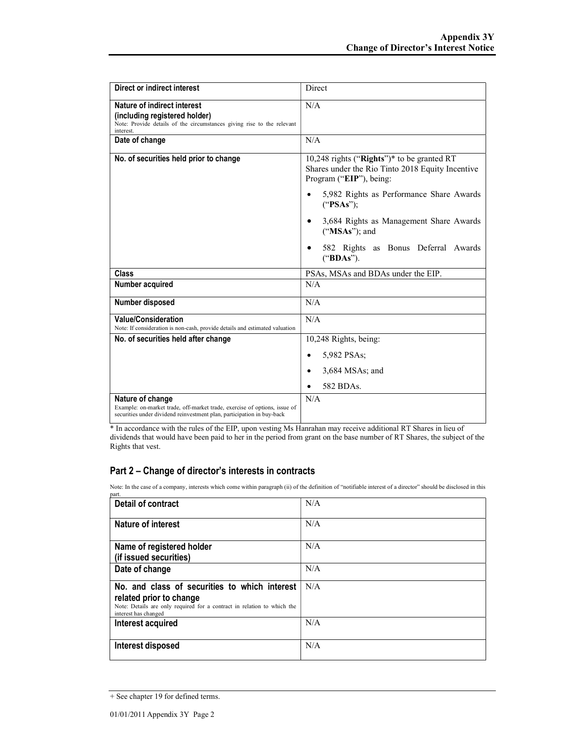| Direct or indirect interest | Direct |
|---|---|
| **Nature of indirect interest (including registered holder)** Note: Provide details of the circumstances giving rise to the relevant interest. | N/A |
| **Date of change** | N/A |
| **No. of securities held prior to change** | 10,248 rights ("**Rights**")* to be granted RT Shares under the Rio Tinto 2018 Equity Incentive Program ("**EIP**"), being: <br>• 5,982 Rights as Performance Share Awards ("**PSAs**"); <br>• 3,684 Rights as Management Share Awards ("**MSAs**"); and <br>• 582 Rights as Bonus Deferral Awards ("**BDAs**"). |
| **Class** | PSAs, MSAs and BDAs under the EIP. |
| **Number acquired** | N/A |
| **Number disposed** | N/A |
| **Value/Consideration** Note: If consideration is non-cash, provide details and estimated valuation | N/A |
| **No. of securities held after change** | 10,248 Rights, being: <br>• 5,982 PSAs; <br>• 3,684 MSAs; and <br>• 582 BDAs. |
| **Nature of change** Example: on-market trade, off-market trade, exercise of options, issue of securities under dividend reinvestment plan, participation in buy-back | N/A |

* In accordance with the rules of the EIP, upon vesting Ms Hanrahan may receive additional RT Shares in lieu of dividends that would have been paid to her in the period from grant on the base number of RT Shares, the subject of the Rights that vest.

## Part 2 – Change of director's interests in contracts

Note: In the case of a company, interests which come within paragraph (ii) of the definition of "notifiable interest of a director" should be disclosed in this part.

| Detail of contract | N/A |
|---|---|
| **Nature of interest** | N/A |
| **Name of registered holder (if issued securities)** | N/A |
| **Date of change** | N/A |
| **No. and class of securities to which interest related prior to change** Note: Details are only required for a contract in relation to which the interest has changed | N/A |
| **Interest acquired** | N/A |
| **Interest disposed** | N/A |

+ See chapter 19 for defined terms.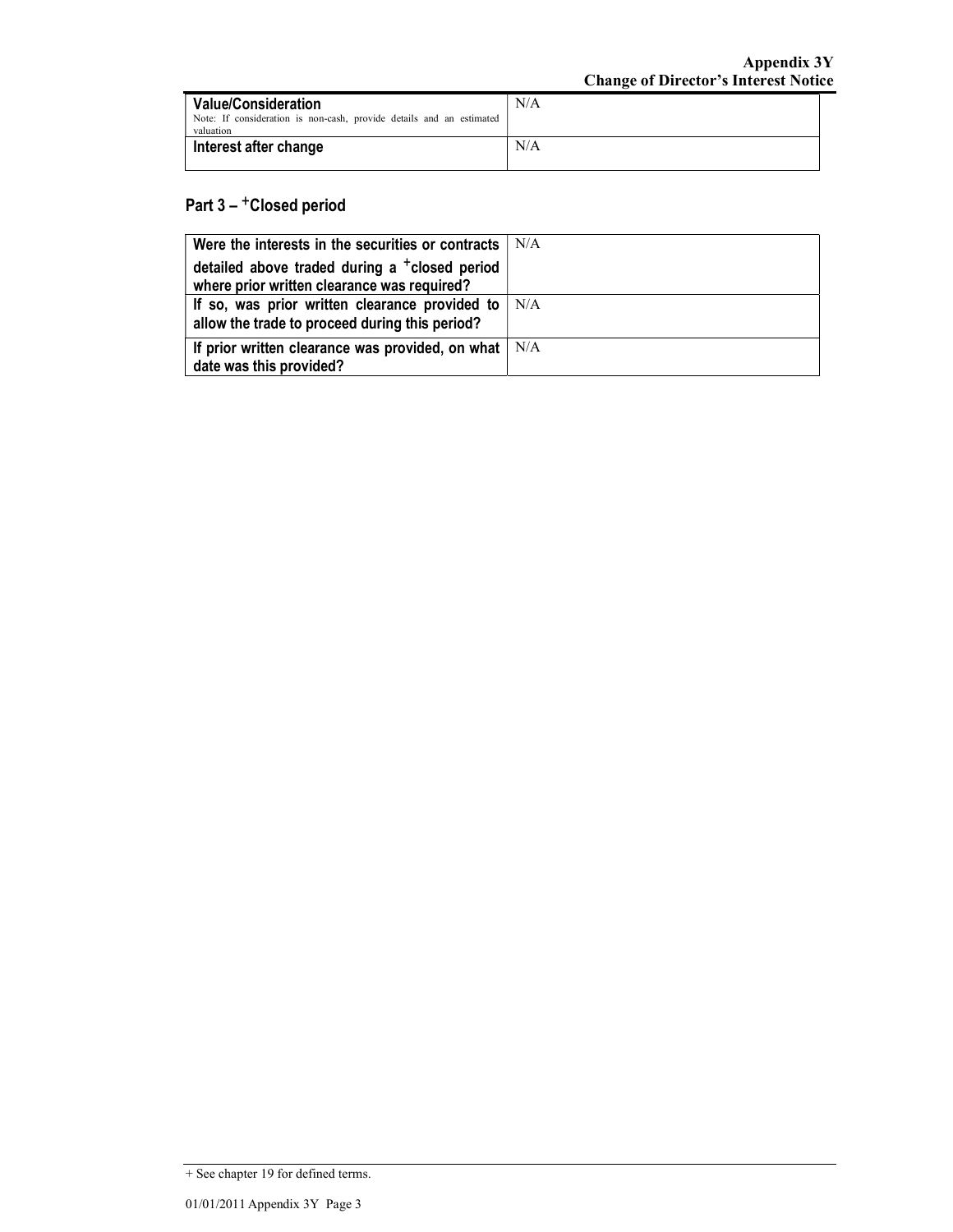| | |
|---|---|
| **Value/Consideration**<br>Note: If consideration is non-cash, provide details and an estimated valuation | N/A |
| **Interest after change** | N/A |

## Part 3 – +Closed period

| | |
|---|---|
| **Were the interests in the securities or contracts detailed above traded during a +closed period where prior written clearance was required?** | N/A |
| **If so, was prior written clearance provided to allow the trade to proceed during this period?** | N/A |
| **If prior written clearance was provided, on what date was this provided?** | N/A |

+ See chapter 19 for defined terms.